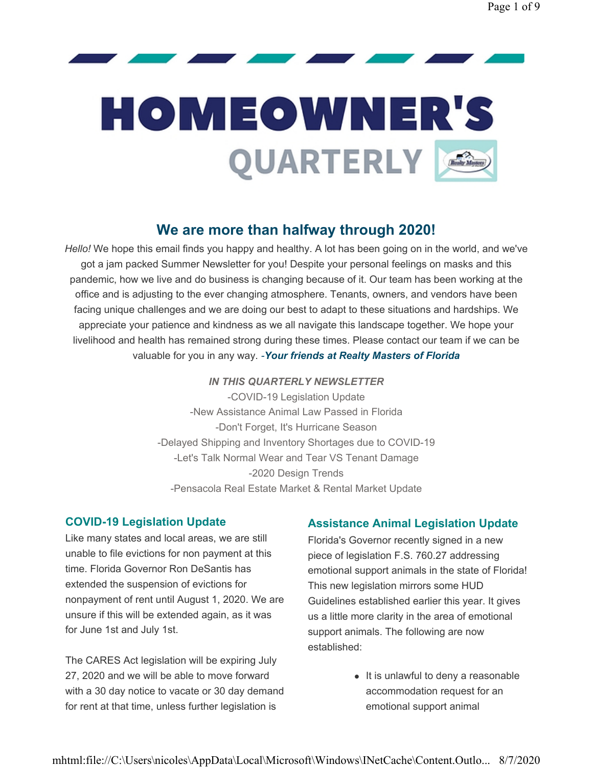# HOMEOWNER'S QUARTERLY

## We are more than halfway through 2020!

*Hello!* We hope this email finds you happy and healthy. A lot has been going on in the world, and we've got a jam packed Summer Newsletter for you! Despite your personal feelings on masks and this pandemic, how we live and do business is changing because of it. Our team has been working at the office and is adjusting to the ever changing atmosphere. Tenants, owners, and vendors have been facing unique challenges and we are doing our best to adapt to these situations and hardships. We appreciate your patience and kindness as we all navigate this landscape together. We hope your livelihood and health has remained strong during these times. Please contact our team if we can be valuable for you in any way. *-**Your friends at Realty Masters of Florida***

***IN THIS QUARTERLY NEWSLETTER***

-COVID-19 Legislation Update
-New Assistance Animal Law Passed in Florida
-Don't Forget, It's Hurricane Season
-Delayed Shipping and Inventory Shortages due to COVID-19
-Let's Talk Normal Wear and Tear VS Tenant Damage
-2020 Design Trends
-Pensacola Real Estate Market & Rental Market Update

### COVID-19 Legislation Update

Like many states and local areas, we are still unable to file evictions for non payment at this time. Florida Governor Ron DeSantis has extended the suspension of evictions for nonpayment of rent until August 1, 2020. We are unsure if this will be extended again, as it was for June 1st and July 1st.

The CARES Act legislation will be expiring July 27, 2020 and we will be able to move forward with a 30 day notice to vacate or 30 day demand for rent at that time, unless further legislation is

### Assistance Animal Legislation Update

Florida's Governor recently signed in a new piece of legislation F.S. 760.27 addressing emotional support animals in the state of Florida! This new legislation mirrors some HUD Guidelines established earlier this year. It gives us a little more clarity in the area of emotional support animals. The following are now established:

- It is unlawful to deny a reasonable accommodation request for an emotional support animal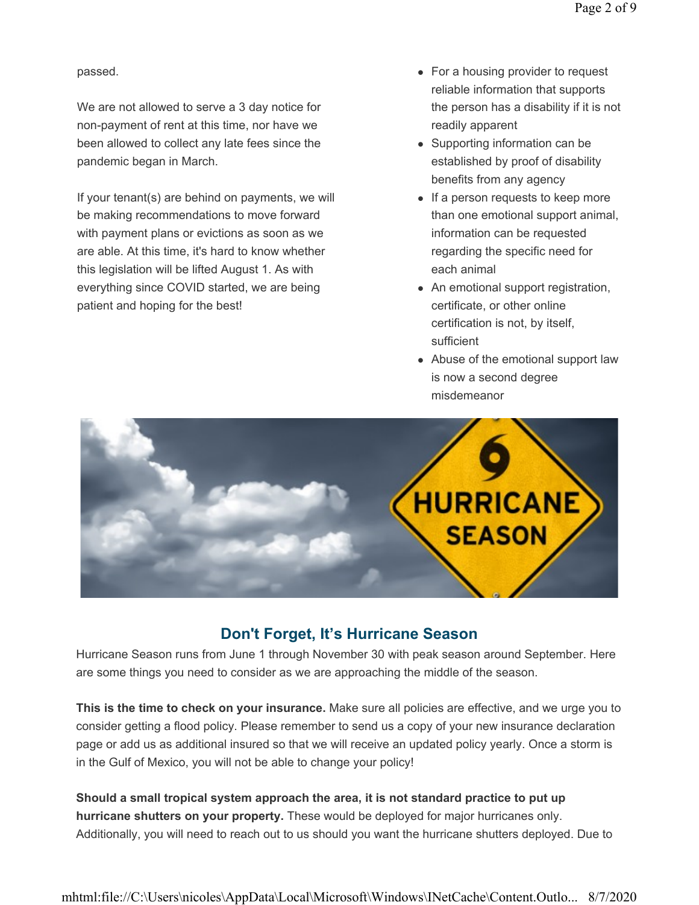passed.

We are not allowed to serve a 3 day notice for non-payment of rent at this time, nor have we been allowed to collect any late fees since the pandemic began in March.

If your tenant(s) are behind on payments, we will be making recommendations to move forward with payment plans or evictions as soon as we are able. At this time, it's hard to know whether this legislation will be lifted August 1. As with everything since COVID started, we are being patient and hoping for the best!

- For a housing provider to request reliable information that supports the person has a disability if it is not readily apparent
- Supporting information can be established by proof of disability benefits from any agency
- If a person requests to keep more than one emotional support animal, information can be requested regarding the specific need for each animal
- An emotional support registration, certificate, or other online certification is not, by itself, sufficient
- Abuse of the emotional support law is now a second degree misdemeanor

## Don't Forget, It's Hurricane Season

Hurricane Season runs from June 1 through November 30 with peak season around September. Here are some things you need to consider as we are approaching the middle of the season.

**This is the time to check on your insurance.** Make sure all policies are effective, and we urge you to consider getting a flood policy. Please remember to send us a copy of your new insurance declaration page or add us as additional insured so that we will receive an updated policy yearly. Once a storm is in the Gulf of Mexico, you will not be able to change your policy!

**Should a small tropical system approach the area, it is not standard practice to put up hurricane shutters on your property.** These would be deployed for major hurricanes only. Additionally, you will need to reach out to us should you want the hurricane shutters deployed. Due to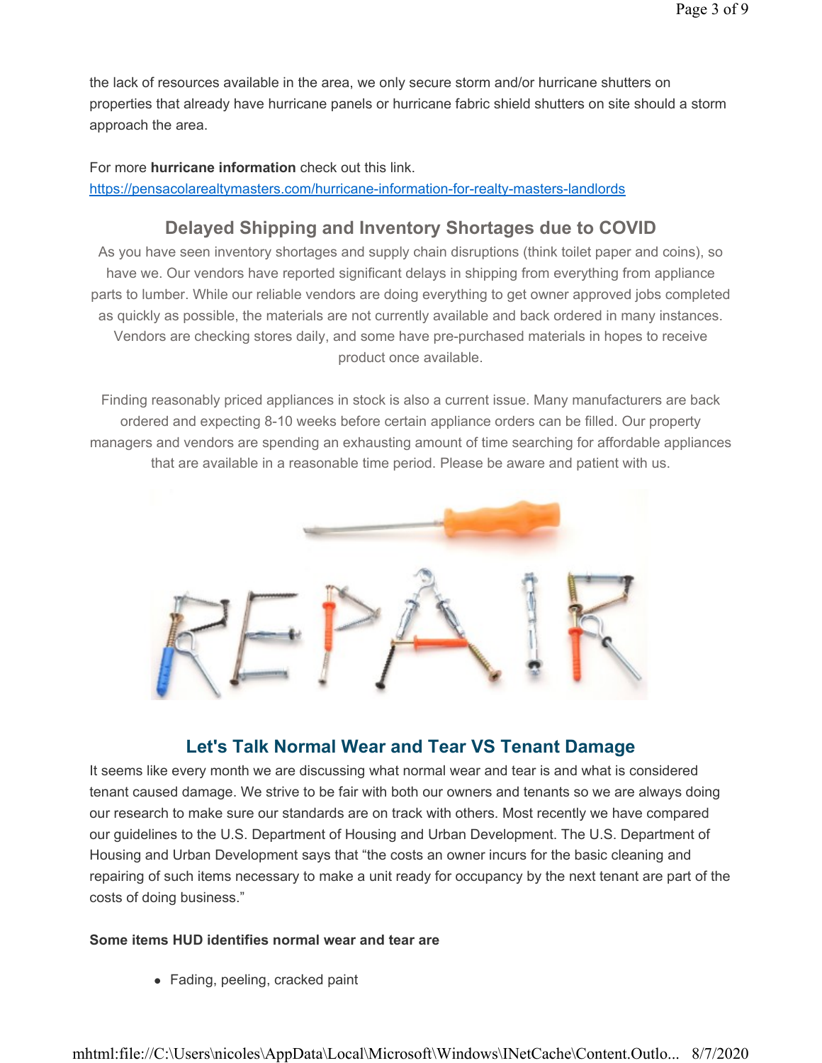the lack of resources available in the area, we only secure storm and/or hurricane shutters on properties that already have hurricane panels or hurricane fabric shield shutters on site should a storm approach the area.

For more **hurricane information** check out this link.
https://pensacolarealtymasters.com/hurricane-information-for-realty-masters-landlords

## Delayed Shipping and Inventory Shortages due to COVID

As you have seen inventory shortages and supply chain disruptions (think toilet paper and coins), so have we. Our vendors have reported significant delays in shipping from everything from appliance parts to lumber. While our reliable vendors are doing everything to get owner approved jobs completed as quickly as possible, the materials are not currently available and back ordered in many instances. Vendors are checking stores daily, and some have pre-purchased materials in hopes to receive product once available.

Finding reasonably priced appliances in stock is also a current issue. Many manufacturers are back ordered and expecting 8-10 weeks before certain appliance orders can be filled. Our property managers and vendors are spending an exhausting amount of time searching for affordable appliances that are available in a reasonable time period. Please be aware and patient with us.

## Let's Talk Normal Wear and Tear VS Tenant Damage

It seems like every month we are discussing what normal wear and tear is and what is considered tenant caused damage. We strive to be fair with both our owners and tenants so we are always doing our research to make sure our standards are on track with others. Most recently we have compared our guidelines to the U.S. Department of Housing and Urban Development. The U.S. Department of Housing and Urban Development says that "the costs an owner incurs for the basic cleaning and repairing of such items necessary to make a unit ready for occupancy by the next tenant are part of the costs of doing business."

**Some items HUD identifies normal wear and tear are**

- Fading, peeling, cracked paint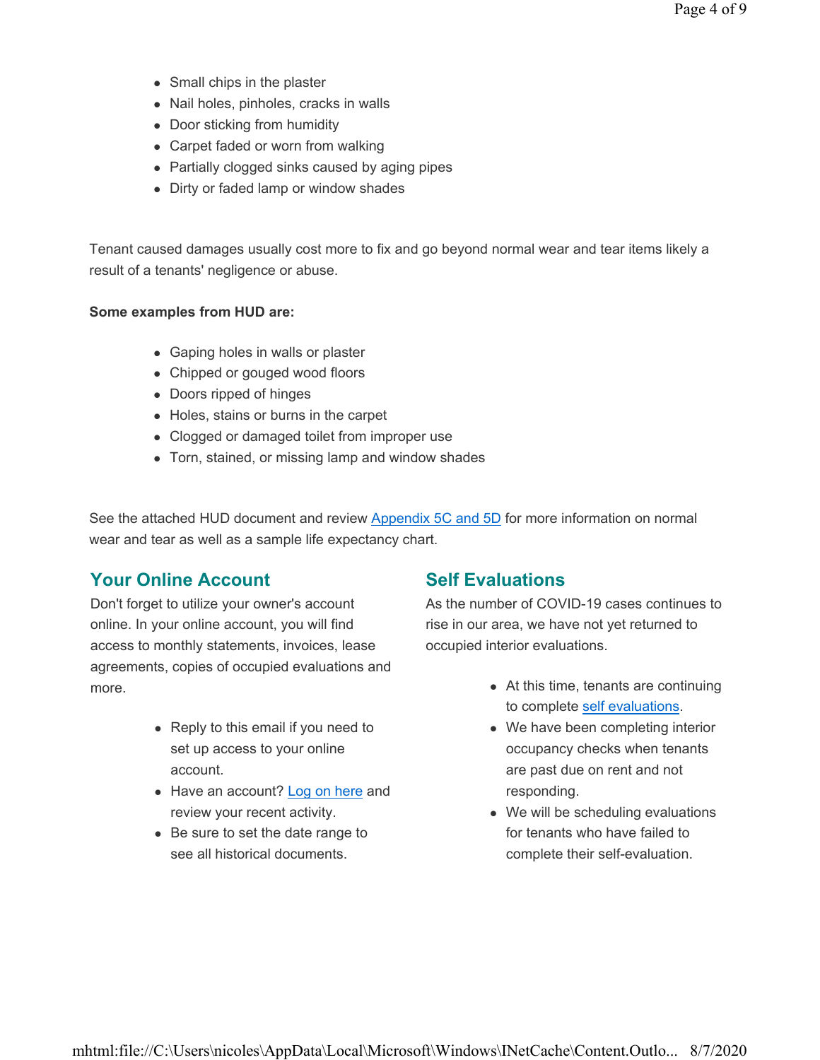- Small chips in the plaster
- Nail holes, pinholes, cracks in walls
- Door sticking from humidity
- Carpet faded or worn from walking
- Partially clogged sinks caused by aging pipes
- Dirty or faded lamp or window shades

Tenant caused damages usually cost more to fix and go beyond normal wear and tear items likely a result of a tenants' negligence or abuse.

**Some examples from HUD are:**

- Gaping holes in walls or plaster
- Chipped or gouged wood floors
- Doors ripped of hinges
- Holes, stains or burns in the carpet
- Clogged or damaged toilet from improper use
- Torn, stained, or missing lamp and window shades

See the attached HUD document and review Appendix 5C and 5D for more information on normal wear and tear as well as a sample life expectancy chart.

## Your Online Account

Don't forget to utilize your owner's account online. In your online account, you will find access to monthly statements, invoices, lease agreements, copies of occupied evaluations and more.

- Reply to this email if you need to set up access to your online account.
- Have an account? Log on here and review your recent activity.
- Be sure to set the date range to see all historical documents.

## Self Evaluations

As the number of COVID-19 cases continues to rise in our area, we have not yet returned to occupied interior evaluations.

- At this time, tenants are continuing to complete self evaluations.
- We have been completing interior occupancy checks when tenants are past due on rent and not responding.
- We will be scheduling evaluations for tenants who have failed to complete their self-evaluation.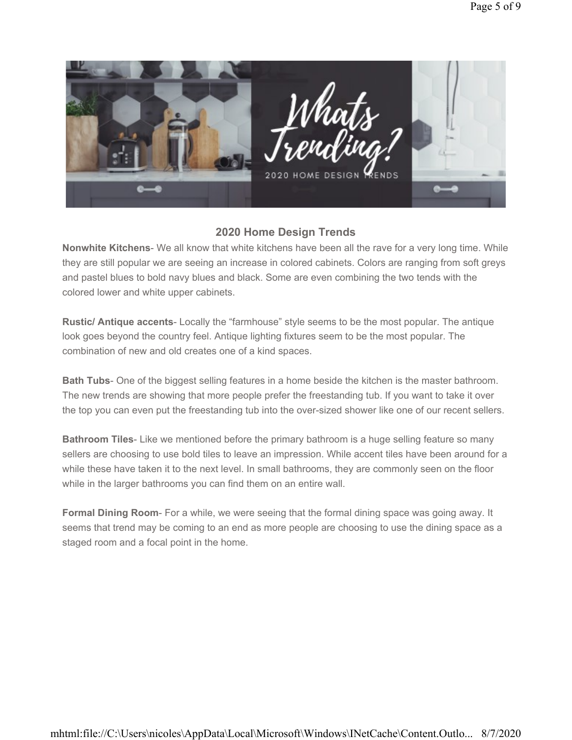## 2020 Home Design Trends

**Nonwhite Kitchens**- We all know that white kitchens have been all the rave for a very long time. While they are still popular we are seeing an increase in colored cabinets. Colors are ranging from soft greys and pastel blues to bold navy blues and black. Some are even combining the two tends with the colored lower and white upper cabinets.

**Rustic/ Antique accents**- Locally the "farmhouse" style seems to be the most popular. The antique look goes beyond the country feel. Antique lighting fixtures seem to be the most popular. The combination of new and old creates one of a kind spaces.

**Bath Tubs**- One of the biggest selling features in a home beside the kitchen is the master bathroom. The new trends are showing that more people prefer the freestanding tub. If you want to take it over the top you can even put the freestanding tub into the over-sized shower like one of our recent sellers.

**Bathroom Tiles**- Like we mentioned before the primary bathroom is a huge selling feature so many sellers are choosing to use bold tiles to leave an impression. While accent tiles have been around for a while these have taken it to the next level. In small bathrooms, they are commonly seen on the floor while in the larger bathrooms you can find them on an entire wall.

**Formal Dining Room**- For a while, we were seeing that the formal dining space was going away. It seems that trend may be coming to an end as more people are choosing to use the dining space as a staged room and a focal point in the home.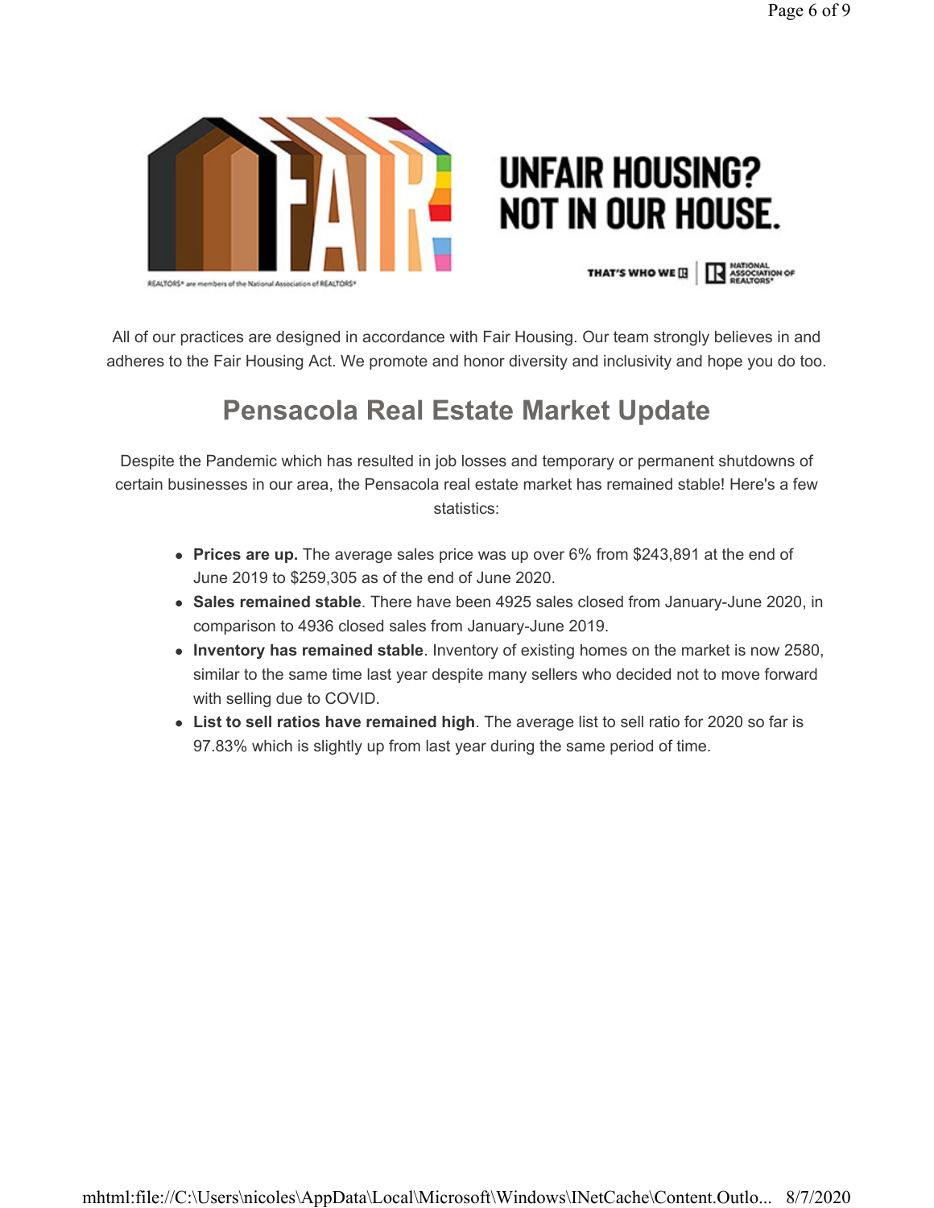UNFAIR HOUSING? NOT IN OUR HOUSE.

THAT'S WHO WE R | NATIONAL ASSOCIATION OF REALTORS®

REALTORS® are members of the National Association of REALTORS®

All of our practices are designed in accordance with Fair Housing. Our team strongly believes in and adheres to the Fair Housing Act. We promote and honor diversity and inclusivity and hope you do too.

## Pensacola Real Estate Market Update

Despite the Pandemic which has resulted in job losses and temporary or permanent shutdowns of certain businesses in our area, the Pensacola real estate market has remained stable! Here's a few statistics:

- **Prices are up.** The average sales price was up over 6% from $243,891 at the end of June 2019 to $259,305 as of the end of June 2020.
- **Sales remained stable**. There have been 4925 sales closed from January-June 2020, in comparison to 4936 closed sales from January-June 2019.
- **Inventory has remained stable**. Inventory of existing homes on the market is now 2580, similar to the same time last year despite many sellers who decided not to move forward with selling due to COVID.
- **List to sell ratios have remained high**. The average list to sell ratio for 2020 so far is 97.83% which is slightly up from last year during the same period of time.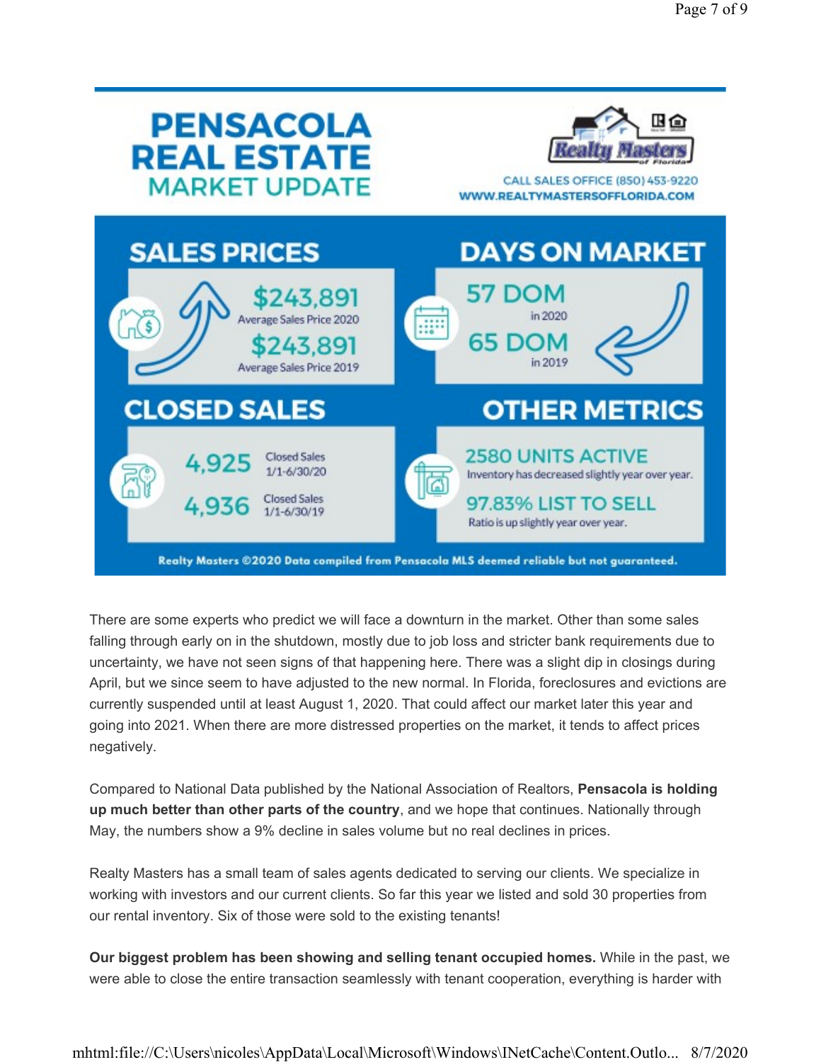# PENSACOLA REAL ESTATE MARKET UPDATE

Realty Masters of Florida

CALL SALES OFFICE (850) 453-9220
WWW.REALTYMASTERSOFFLORIDA.COM

## SALES PRICES

**$243,891**
Average Sales Price 2020

**$243,891**
Average Sales Price 2019

## DAYS ON MARKET

**57 DOM**
in 2020

**65 DOM**
in 2019

## CLOSED SALES

**4,925** Closed Sales 1/1-6/30/20

**4,936** Closed Sales 1/1-6/30/19

## OTHER METRICS

**2580 UNITS ACTIVE**
Inventory has decreased slightly year over year.

**97.83% LIST TO SELL**
Ratio is up slightly year over year.

Realty Masters ©2020 Data compiled from Pensacola MLS deemed reliable but not guaranteed.

There are some experts who predict we will face a downturn in the market. Other than some sales falling through early on in the shutdown, mostly due to job loss and stricter bank requirements due to uncertainty, we have not seen signs of that happening here. There was a slight dip in closings during April, but we since seem to have adjusted to the new normal. In Florida, foreclosures and evictions are currently suspended until at least August 1, 2020. That could affect our market later this year and going into 2021. When there are more distressed properties on the market, it tends to affect prices negatively.

Compared to National Data published by the National Association of Realtors, **Pensacola is holding up much better than other parts of the country**, and we hope that continues. Nationally through May, the numbers show a 9% decline in sales volume but no real declines in prices.

Realty Masters has a small team of sales agents dedicated to serving our clients. We specialize in working with investors and our current clients. So far this year we listed and sold 30 properties from our rental inventory. Six of those were sold to the existing tenants!

**Our biggest problem has been showing and selling tenant occupied homes.** While in the past, we were able to close the entire transaction seamlessly with tenant cooperation, everything is harder with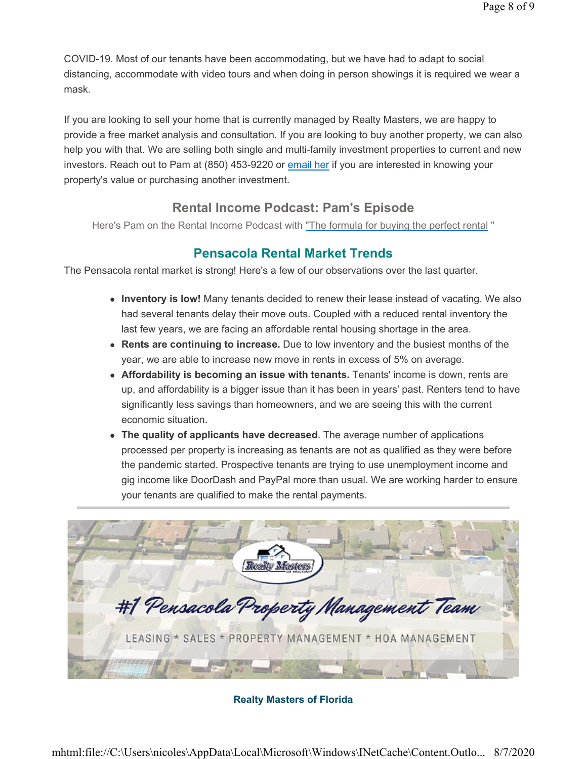COVID-19. Most of our tenants have been accommodating, but we have had to adapt to social distancing, accommodate with video tours and when doing in person showings it is required we wear a mask.

If you are looking to sell your home that is currently managed by Realty Masters, we are happy to provide a free market analysis and consultation. If you are looking to buy another property, we can also help you with that. We are selling both single and multi-family investment properties to current and new investors. Reach out to Pam at (850) 453-9220 or email her if you are interested in knowing your property's value or purchasing another investment.

## Rental Income Podcast: Pam's Episode

Here's Pam on the Rental Income Podcast with "The formula for buying the perfect rental "

## Pensacola Rental Market Trends

The Pensacola rental market is strong! Here's a few of our observations over the last quarter.

- **Inventory is low!** Many tenants decided to renew their lease instead of vacating. We also had several tenants delay their move outs. Coupled with a reduced rental inventory the last few years, we are facing an affordable rental housing shortage in the area.
- **Rents are continuing to increase.** Due to low inventory and the busiest months of the year, we are able to increase new move in rents in excess of 5% on average.
- **Affordability is becoming an issue with tenants.** Tenants' income is down, rents are up, and affordability is a bigger issue than it has been in years' past. Renters tend to have significantly less savings than homeowners, and we are seeing this with the current economic situation.
- **The quality of applicants have decreased**. The average number of applications processed per property is increasing as tenants are not as qualified as they were before the pandemic started. Prospective tenants are trying to use unemployment income and gig income like DoorDash and PayPal more than usual. We are working harder to ensure your tenants are qualified to make the rental payments.

---

Realty Masters

#1 Pensacola Property Management Team

LEASING * SALES * PROPERTY MANAGEMENT * HOA MANAGEMENT

**Realty Masters of Florida**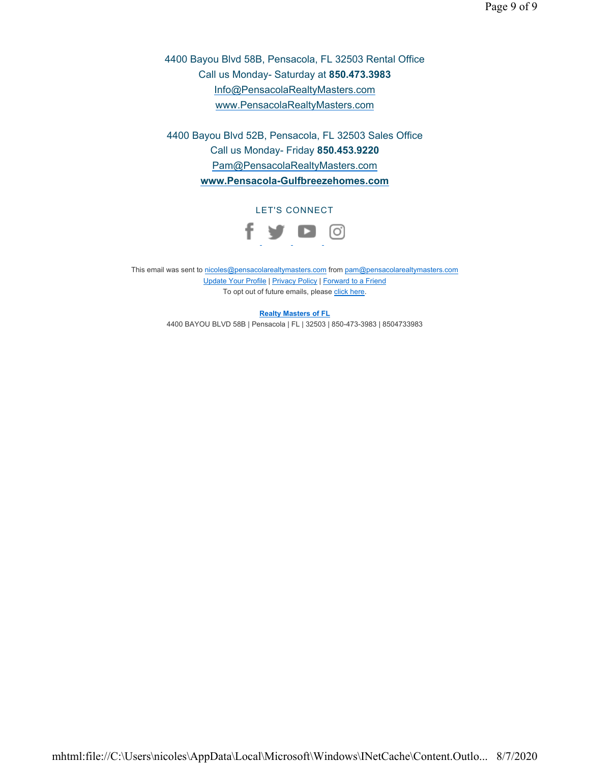4400 Bayou Blvd 58B, Pensacola, FL 32503 Rental Office
Call us Monday- Saturday at **850.473.3983**
Info@PensacolaRealtyMasters.com
www.PensacolaRealtyMasters.com

4400 Bayou Blvd 52B, Pensacola, FL 32503 Sales Office
Call us Monday- Friday **850.453.9220**
Pam@PensacolaRealtyMasters.com
**www.Pensacola-Gulfbreezehomes.com**

LET'S CONNECT

This email was sent to nicoles@pensacolarealtymasters.com from pam@pensacolarealtymasters.com
Update Your Profile | Privacy Policy | Forward to a Friend
To opt out of future emails, please click here.

**Realty Masters of FL**
4400 BAYOU BLVD 58B | Pensacola | FL | 32503 | 850-473-3983 | 8504733983